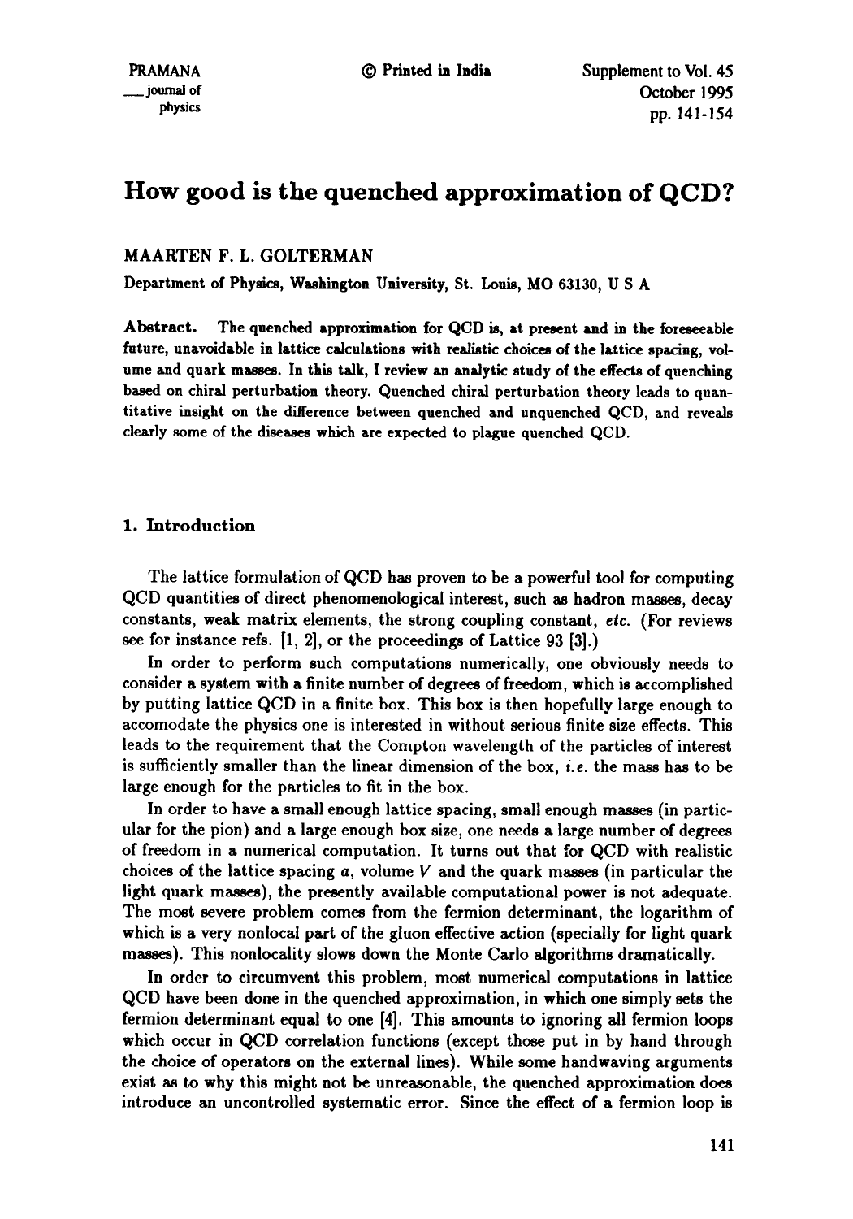# How good is the quenched approximation of QCD?

MAARTEN F. L. GOLTERMAN

Department of Physics, Washington University, St. Louis, MO 63130, U S A

**Abstract.** The quenched approximation for QCD is, at present and in the foreseeable future, unavoidable in lattice calculations with realistic choices of the lattice spacing, volume and quark masses. In this talk, I review an analytic study of the effects of quenching based on chiral perturbation theory. Quenched chiral perturbation theory leads to quantitative insight on the difference between quenched and unquenched QCD, and reveals clearly some of the diseases which are expected to plague quenched QCD.

## 1. Introduction

The lattice formulation of QCD has proven to be a powerful tool for computing QCD quantities of direct phenomenological interest, such as hadron masses, decay constants, weak matrix elements, the strong coupling constant, *etc.* (For reviews see for instance refs. [1, 2], or the proceedings of Lattice 93 [3].)

In order to perform such computations numerically, one obviously needs to consider a system with a finite number of degrees of freedom, which is accomplished by putting lattice QCD in a finite box. This box is then hopefully large enough to accomodate the physics one is interested in without serious finite size effects. This leads to the requirement that the Compton wavelength of the particles of interest is sufficiently smaller than the linear dimension of the box, *i.e.* the mass has to be large enough for the particles to fit in the box.

In order to have a small enough lattice spacing, small enough masses (in particular for the pion) and a large enough box size, one needs a large number of degrees of freedom in a numerical computation. It turns out that for QCD with realistic choices of the lattice spacing $a$, volume $V$ and the quark masses (in particular the light quark masses), the presently available computational power is not adequate. The most severe problem comes from the fermion determinant, the logarithm of which is a very nonlocal part of the gluon effective action (specially for light quark masses). This nonlocality slows down the Monte Carlo algorithms dramatically.

In order to circumvent this problem, most numerical computations in lattice QCD have been done in the quenched approximation, in which one simply sets the fermion determinant equal to one [4]. This amounts to ignoring all fermion loops which occur in QCD correlation functions (except those put in by hand through the choice of operators on the external lines). While some handwaving arguments exist as to why this might not be unreasonable, the quenched approximation does introduce an uncontrolled systematic error. Since the effect of a fermion loop is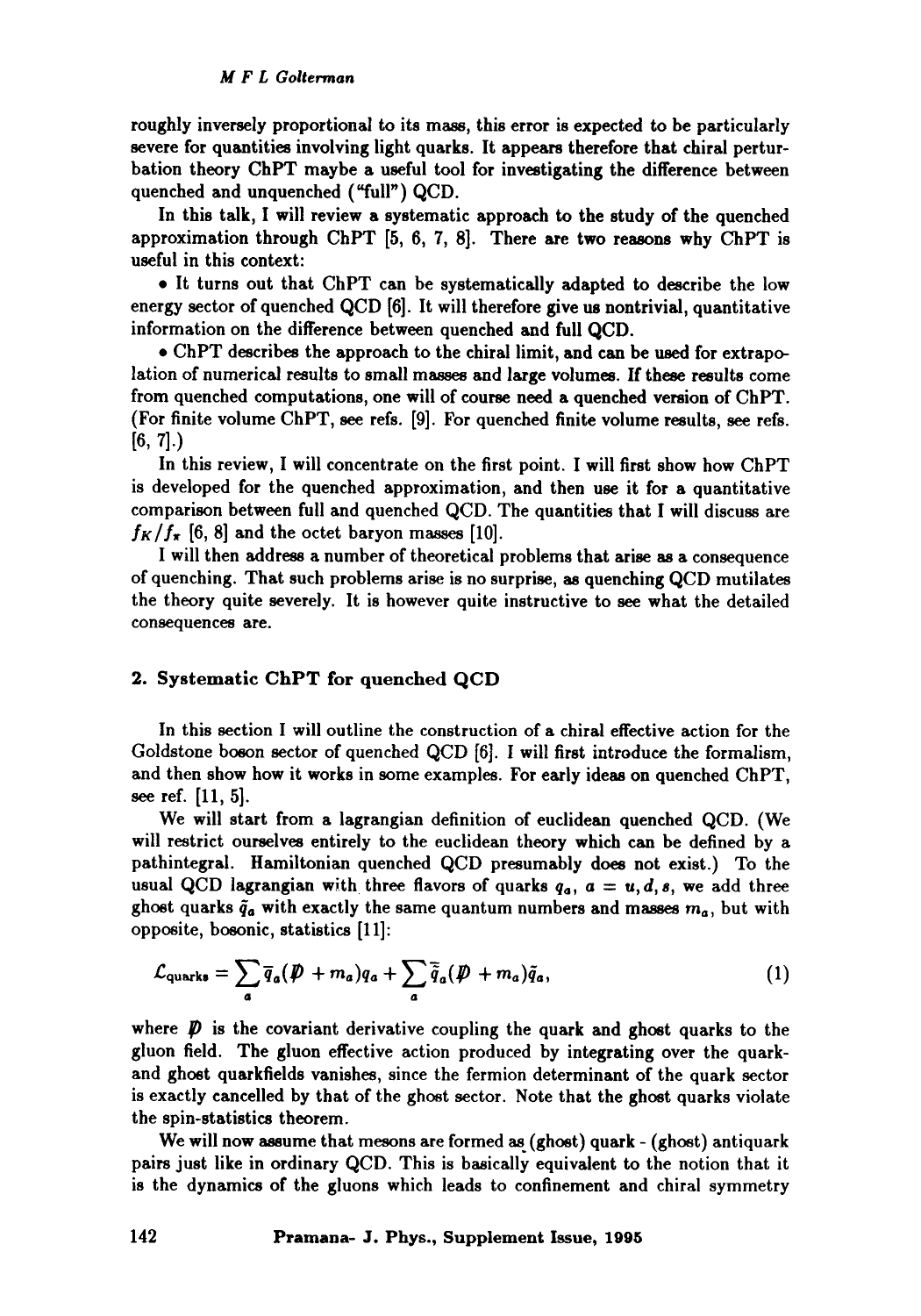roughly inversely proportional to its mass, this error is expected to be particularly severe for quantities involving light quarks. It appears therefore that chiral perturbation theory ChPT maybe a useful tool for investigating the difference between quenched and unquenched ("full") QCD.

In this talk, I will review a systematic approach to the study of the quenched approximation through ChPT [5, 6, 7, 8]. There are two reasons why ChPT is useful in this context:

• It turns out that ChPT can be systematically adapted to describe the low energy sector of quenched QCD [6]. It will therefore give us nontrivial, quantitative information on the difference between quenched and full QCD.

• ChPT describes the approach to the chiral limit, and can be used for extrapolation of numerical results to small masses and large volumes. If these results come from quenched computations, one will of course need a quenched version of ChPT. (For finite volume ChPT, see refs. [9]. For quenched finite volume results, see refs. [6, 7].)

In this review, I will concentrate on the first point. I will first show how ChPT is developed for the quenched approximation, and then use it for a quantitative comparison between full and quenched QCD. The quantities that I will discuss are $f_K/f_\pi$ [6, 8] and the octet baryon masses [10].

I will then address a number of theoretical problems that arise as a consequence of quenching. That such problems arise is no surprise, as quenching QCD mutilates the theory quite severely. It is however quite instructive to see what the detailed consequences are.

## 2. Systematic ChPT for quenched QCD

In this section I will outline the construction of a chiral effective action for the Goldstone boson sector of quenched QCD [6]. I will first introduce the formalism, and then show how it works in some examples. For early ideas on quenched ChPT, see ref. [11, 5].

We will start from a lagrangian definition of euclidean quenched QCD. (We will restrict ourselves entirely to the euclidean theory which can be defined by a pathintegral. Hamiltonian quenched QCD presumably does not exist.) To the usual QCD lagrangian with three flavors of quarks $q_a$, $a = u, d, s$, we add three ghost quarks $\tilde{q}_a$ with exactly the same quantum numbers and masses $m_a$, but with opposite, bosonic, statistics [11]:

$$\mathcal{L}_{\text{quarks}} = \sum_a \overline{q}_a(\not{D} + m_a)q_a + \sum_a \overline{\tilde{q}}_a(\not{D} + m_a)\tilde{q}_a, \tag{1}$$

where $\not{D}$ is the covariant derivative coupling the quark and ghost quarks to the gluon field. The gluon effective action produced by integrating over the quark- and ghost quarkfields vanishes, since the fermion determinant of the quark sector is exactly cancelled by that of the ghost sector. Note that the ghost quarks violate the spin-statistics theorem.

We will now assume that mesons are formed as (ghost) quark - (ghost) antiquark pairs just like in ordinary QCD. This is basically equivalent to the notion that it is the dynamics of the gluons which leads to confinement and chiral symmetry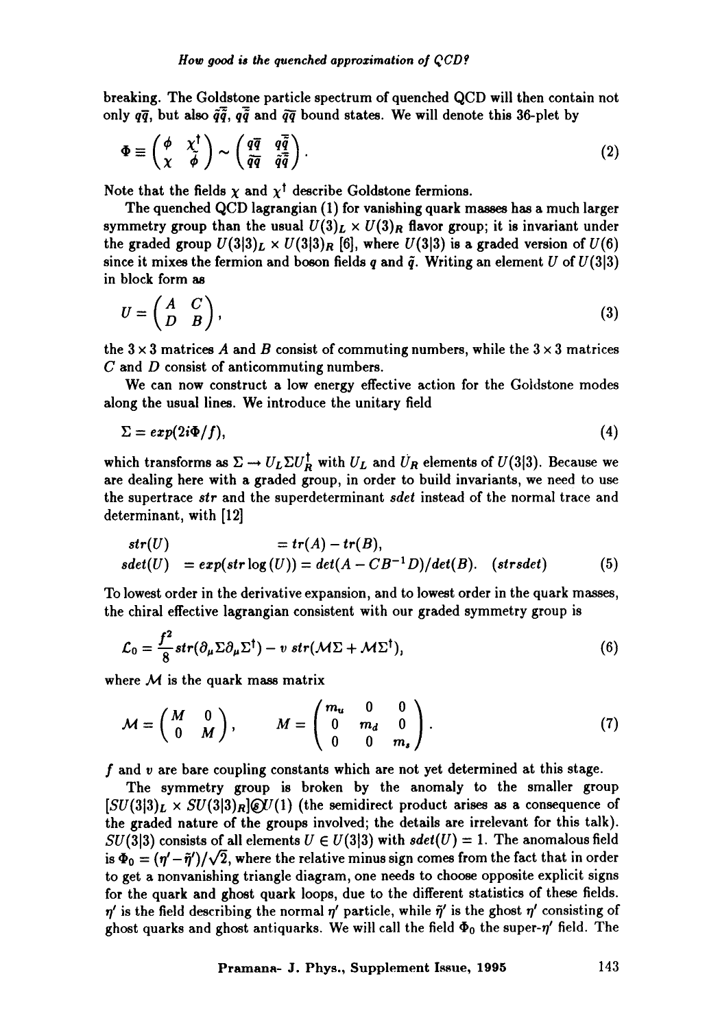breaking. The Goldstone particle spectrum of quenched QCD will then contain not only $q\bar{q}$, but also $\tilde{q}\bar{\tilde{q}}$, $q\bar{\tilde{q}}$ and $\tilde{q}\bar{q}$ bound states. We will denote this 36-plet by

$$\Phi \equiv \begin{pmatrix} \phi & \chi^\dagger \\ \chi & \tilde{\phi} \end{pmatrix} \sim \begin{pmatrix} q\bar{q} & q\bar{\tilde{q}} \\ \tilde{q}\bar{q} & \tilde{q}\bar{\tilde{q}} \end{pmatrix}. \tag{2}$$

Note that the fields $\chi$ and $\chi^\dagger$ describe Goldstone fermions.

The quenched QCD lagrangian (1) for vanishing quark masses has a much larger symmetry group than the usual $U(3)_L \times U(3)_R$ flavor group; it is invariant under the graded group $U(3|3)_L \times U(3|3)_R$ [6], where $U(3|3)$ is a graded version of $U(6)$ since it mixes the fermion and boson fields $q$ and $\tilde{q}$. Writing an element $U$ of $U(3|3)$ in block form as

$$U = \begin{pmatrix} A & C \\ D & B \end{pmatrix}, \tag{3}$$

the $3 \times 3$ matrices $A$ and $B$ consist of commuting numbers, while the $3 \times 3$ matrices $C$ and $D$ consist of anticommuting numbers.

We can now construct a low energy effective action for the Goldstone modes along the usual lines. We introduce the unitary field

$$\Sigma = exp(2i\Phi/f), \tag{4}$$

which transforms as $\Sigma \to U_L \Sigma U_R^\dagger$ with $U_L$ and $U_R$ elements of $U(3|3)$. Because we are dealing here with a graded group, in order to build invariants, we need to use the supertrace $str$ and the superdeterminant $sdet$ instead of the normal trace and determinant, with [12]

$$\begin{aligned} str(U) \quad &= tr(A) - tr(B), \\ sdet(U) \quad &= exp(str \log(U)) = det(A - CB^{-1}D)/det(B). \quad (strsdet) \end{aligned} \tag{5}$$

To lowest order in the derivative expansion, and to lowest order in the quark masses, the chiral effective lagrangian consistent with our graded symmetry group is

$$\mathcal{L}_0 = \frac{f^2}{8} str(\partial_\mu \Sigma \partial_\mu \Sigma^\dagger) - v \; str(\mathcal{M}\Sigma + \mathcal{M}\Sigma^\dagger), \tag{6}$$

where $\mathcal{M}$ is the quark mass matrix

$$\mathcal{M} = \begin{pmatrix} M & 0 \\ 0 & M \end{pmatrix}, \qquad M = \begin{pmatrix} m_u & 0 & 0 \\ 0 & m_d & 0 \\ 0 & 0 & m_s \end{pmatrix}. \tag{7}$$

$f$ and $v$ are bare coupling constants which are not yet determined at this stage.

The symmetry group is broken by the anomaly to the smaller group $[SU(3|3)_L \times SU(3|3)_R] \circledS U(1)$ (the semidirect product arises as a consequence of the graded nature of the groups involved; the details are irrelevant for this talk). $SU(3|3)$ consists of all elements $U \in U(3|3)$ with $sdet(U) = 1$. The anomalous field is $\Phi_0 = (\eta' - \tilde{\eta}')/\sqrt{2}$, where the relative minus sign comes from the fact that in order to get a nonvanishing triangle diagram, one needs to choose opposite explicit signs for the quark and ghost quark loops, due to the different statistics of these fields. $\eta'$ is the field describing the normal $\eta'$ particle, while $\tilde{\eta}'$ is the ghost $\eta'$ consisting of ghost quarks and ghost antiquarks. We will call the field $\Phi_0$ the super-$\eta'$ field. The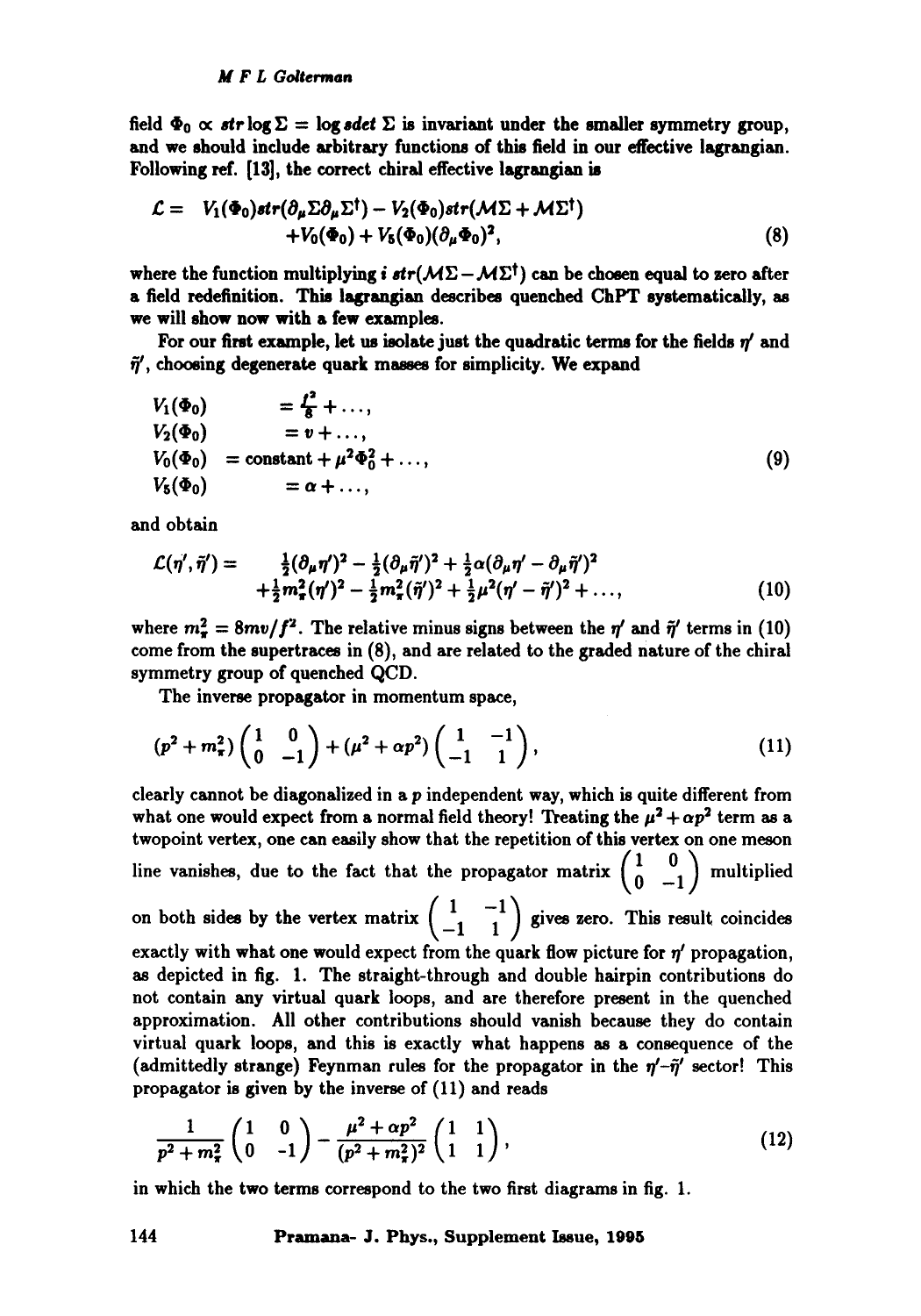field $\Phi_0 \propto str \log \Sigma = \log sdet\, \Sigma$ is invariant under the smaller symmetry group, and we should include arbitrary functions of this field in our effective lagrangian. Following ref. [13], the correct chiral effective lagrangian is

$$
\begin{aligned}
\mathcal{L} = \;& V_1(\Phi_0) str(\partial_\mu \Sigma \partial_\mu \Sigma^\dagger) - V_2(\Phi_0) str(\mathcal{M}\Sigma + \mathcal{M}\Sigma^\dagger) \\
& + V_0(\Phi_0) + V_5(\Phi_0)(\partial_\mu \Phi_0)^2,
\end{aligned}
\tag{8}
$$

where the function multiplying $i\; str(\mathcal{M}\Sigma - \mathcal{M}\Sigma^\dagger)$ can be chosen equal to zero after a field redefinition. This lagrangian describes quenched ChPT systematically, as we will show now with a few examples.

For our first example, let us isolate just the quadratic terms for the fields $\eta'$ and $\tilde{\eta}'$, choosing degenerate quark masses for simplicity. We expand

$$
\begin{aligned}
V_1(\Phi_0) &= \tfrac{f^2}{8} + \ldots, \\
V_2(\Phi_0) &= v + \ldots, \\
V_0(\Phi_0) &= \text{constant} + \mu^2 \Phi_0^2 + \ldots, \\
V_5(\Phi_0) &= \alpha + \ldots,
\end{aligned}
\tag{9}
$$

and obtain

$$
\begin{aligned}
\mathcal{L}(\eta', \tilde{\eta}') = \;& \tfrac{1}{2}(\partial_\mu \eta')^2 - \tfrac{1}{2}(\partial_\mu \tilde{\eta}')^2 + \tfrac{1}{2}\alpha(\partial_\mu \eta' - \partial_\mu \tilde{\eta}')^2 \\
& + \tfrac{1}{2}m_\pi^2(\eta')^2 - \tfrac{1}{2}m_\pi^2(\tilde{\eta}')^2 + \tfrac{1}{2}\mu^2(\eta' - \tilde{\eta}')^2 + \ldots,
\end{aligned}
\tag{10}
$$

where $m_\pi^2 = 8mv/f^2$. The relative minus signs between the $\eta'$ and $\tilde{\eta}'$ terms in (10) come from the supertraces in (8), and are related to the graded nature of the chiral symmetry group of quenched QCD.

The inverse propagator in momentum space,

$$
(p^2 + m_\pi^2)\begin{pmatrix} 1 & 0 \\ 0 & -1 \end{pmatrix} + (\mu^2 + \alpha p^2)\begin{pmatrix} 1 & -1 \\ -1 & 1 \end{pmatrix},
\tag{11}
$$

clearly cannot be diagonalized in a $p$ independent way, which is quite different from what one would expect from a normal field theory! Treating the $\mu^2 + \alpha p^2$ term as a twopoint vertex, one can easily show that the repetition of this vertex on one meson line vanishes, due to the fact that the propagator matrix $\begin{pmatrix} 1 & 0 \\ 0 & -1 \end{pmatrix}$ multiplied on both sides by the vertex matrix $\begin{pmatrix} 1 & -1 \\ -1 & 1 \end{pmatrix}$ gives zero. This result coincides exactly with what one would expect from the quark flow picture for $\eta'$ propagation, as depicted in fig. 1. The straight-through and double hairpin contributions do not contain any virtual quark loops, and are therefore present in the quenched approximation. All other contributions should vanish because they do contain virtual quark loops, and this is exactly what happens as a consequence of the (admittedly strange) Feynman rules for the propagator in the $\eta'$-$\tilde{\eta}'$ sector! This propagator is given by the inverse of (11) and reads

$$
\frac{1}{p^2 + m_\pi^2}\begin{pmatrix} 1 & 0 \\ 0 & -1 \end{pmatrix} - \frac{\mu^2 + \alpha p^2}{(p^2 + m_\pi^2)^2}\begin{pmatrix} 1 & 1 \\ 1 & 1 \end{pmatrix},
\tag{12}
$$

in which the two terms correspond to the two first diagrams in fig. 1.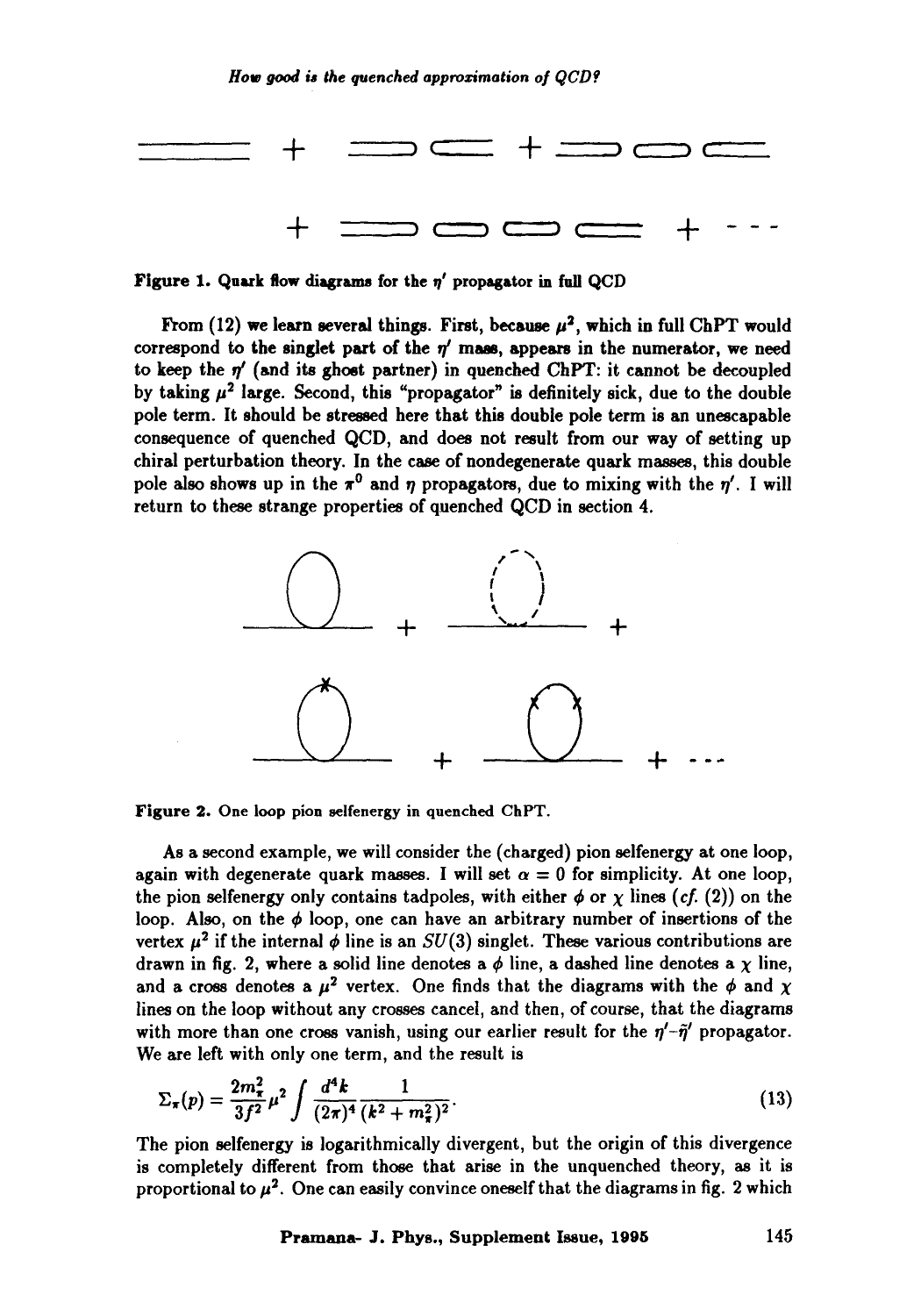**Figure 1.** Quark flow diagrams for the $\eta'$ propagator in full QCD

From (12) we learn several things. First, because $\mu^2$, which in full ChPT would correspond to the singlet part of the $\eta'$ mass, appears in the numerator, we need to keep the $\eta'$ (and its ghost partner) in quenched ChPT: it cannot be decoupled by taking $\mu^2$ large. Second, this "propagator" is definitely sick, due to the double pole term. It should be stressed here that this double pole term is an unescapable consequence of quenched QCD, and does not result from our way of setting up chiral perturbation theory. In the case of nondegenerate quark masses, this double pole also shows up in the $\pi^0$ and $\eta$ propagators, due to mixing with the $\eta'$. I will return to these strange properties of quenched QCD in section 4.

**Figure 2.** One loop pion selfenergy in quenched ChPT.

As a second example, we will consider the (charged) pion selfenergy at one loop, again with degenerate quark masses. I will set $\alpha = 0$ for simplicity. At one loop, the pion selfenergy only contains tadpoles, with either $\phi$ or $\chi$ lines (*cf.* (2)) on the loop. Also, on the $\phi$ loop, one can have an arbitrary number of insertions of the vertex $\mu^2$ if the internal $\phi$ line is an $SU(3)$ singlet. These various contributions are drawn in fig. 2, where a solid line denotes a $\phi$ line, a dashed line denotes a $\chi$ line, and a cross denotes a $\mu^2$ vertex. One finds that the diagrams with the $\phi$ and $\chi$ lines on the loop without any crosses cancel, and then, of course, that the diagrams with more than one cross vanish, using our earlier result for the $\eta'$–$\tilde{\eta}'$ propagator. We are left with only one term, and the result is

$$\Sigma_\pi(p) = \frac{2m_\pi^2}{3f^2}\mu^2 \int \frac{d^4k}{(2\pi)^4} \frac{1}{(k^2 + m_\pi^2)^2}. \tag{13}$$

The pion selfenergy is logarithmically divergent, but the origin of this divergence is completely different from those that arise in the unquenched theory, as it is proportional to $\mu^2$. One can easily convince oneself that the diagrams in fig. 2 which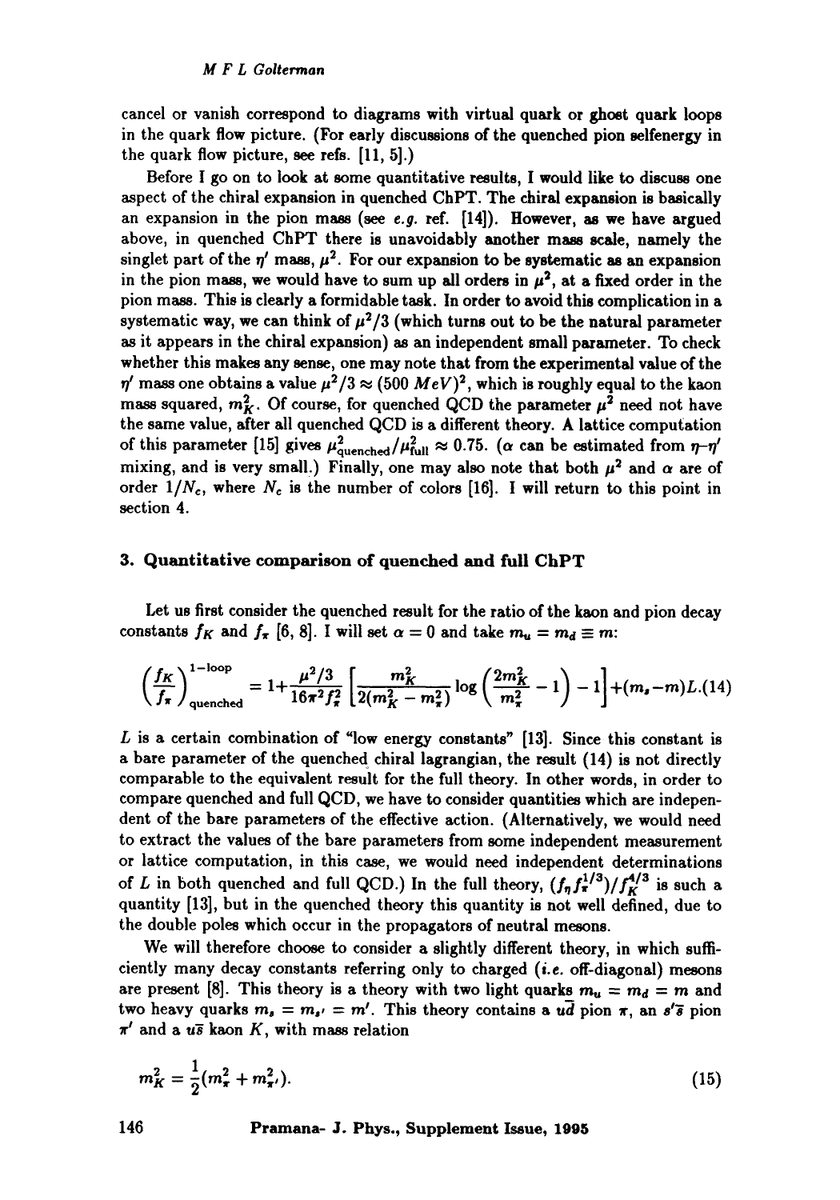cancel or vanish correspond to diagrams with virtual quark or ghost quark loops in the quark flow picture. (For early discussions of the quenched pion selfenergy in the quark flow picture, see refs. [11, 5].)

Before I go on to look at some quantitative results, I would like to discuss one aspect of the chiral expansion in quenched ChPT. The chiral expansion is basically an expansion in the pion mass (see *e.g.* ref. [14]). However, as we have argued above, in quenched ChPT there is unavoidably another mass scale, namely the singlet part of the $\eta'$ mass, $\mu^2$. For our expansion to be systematic as an expansion in the pion mass, we would have to sum up all orders in $\mu^2$, at a fixed order in the pion mass. This is clearly a formidable task. In order to avoid this complication in a systematic way, we can think of $\mu^2/3$ (which turns out to be the natural parameter as it appears in the chiral expansion) as an independent small parameter. To check whether this makes any sense, one may note that from the experimental value of the $\eta'$ mass one obtains a value $\mu^2/3 \approx (500\ MeV)^2$, which is roughly equal to the kaon mass squared, $m_K^2$. Of course, for quenched QCD the parameter $\mu^2$ need not have the same value, after all quenched QCD is a different theory. A lattice computation of this parameter [15] gives $\mu^2_{\rm quenched}/\mu^2_{\rm full} \approx 0.75$. ($\alpha$ can be estimated from $\eta$–$\eta'$ mixing, and is very small.) Finally, one may also note that both $\mu^2$ and $\alpha$ are of order $1/N_c$, where $N_c$ is the number of colors [16]. I will return to this point in section 4.

## 3. Quantitative comparison of quenched and full ChPT

Let us first consider the quenched result for the ratio of the kaon and pion decay constants $f_K$ and $f_\pi$ [6, 8]. I will set $\alpha = 0$ and take $m_u = m_d \equiv m$:

$$\left(\frac{f_K}{f_\pi}\right)^{\rm 1-loop}_{\rm quenched} = 1 + \frac{\mu^2/3}{16\pi^2 f_\pi^2}\left[\frac{m_K^2}{2(m_K^2 - m_\pi^2)}\log\left(\frac{2m_K^2}{m_\pi^2} - 1\right) - 1\right] + (m_s - m)L. \quad (14)$$

$L$ is a certain combination of "low energy constants" [13]. Since this constant is a bare parameter of the quenched chiral lagrangian, the result (14) is not directly comparable to the equivalent result for the full theory. In other words, in order to compare quenched and full QCD, we have to consider quantities which are independent of the bare parameters of the effective action. (Alternatively, we would need to extract the values of the bare parameters from some independent measurement or lattice computation, in this case, we would need independent determinations of $L$ in both quenched and full QCD.) In the full theory, $(f_\eta f_\pi^{1/3})/f_K^{4/3}$ is such a quantity [13], but in the quenched theory this quantity is not well defined, due to the double poles which occur in the propagators of neutral mesons.

We will therefore choose to consider a slightly different theory, in which sufficiently many decay constants referring only to charged (*i.e.* off-diagonal) mesons are present [8]. This theory is a theory with two light quarks $m_u = m_d = m$ and two heavy quarks $m_s = m_{s'} = m'$. This theory contains a $u\bar{d}$ pion $\pi$, an $s'\bar{s}$ pion $\pi'$ and a $u\bar{s}$ kaon $K$, with mass relation

$$m_K^2 = \frac{1}{2}(m_\pi^2 + m_{\pi'}^2). \quad (15)$$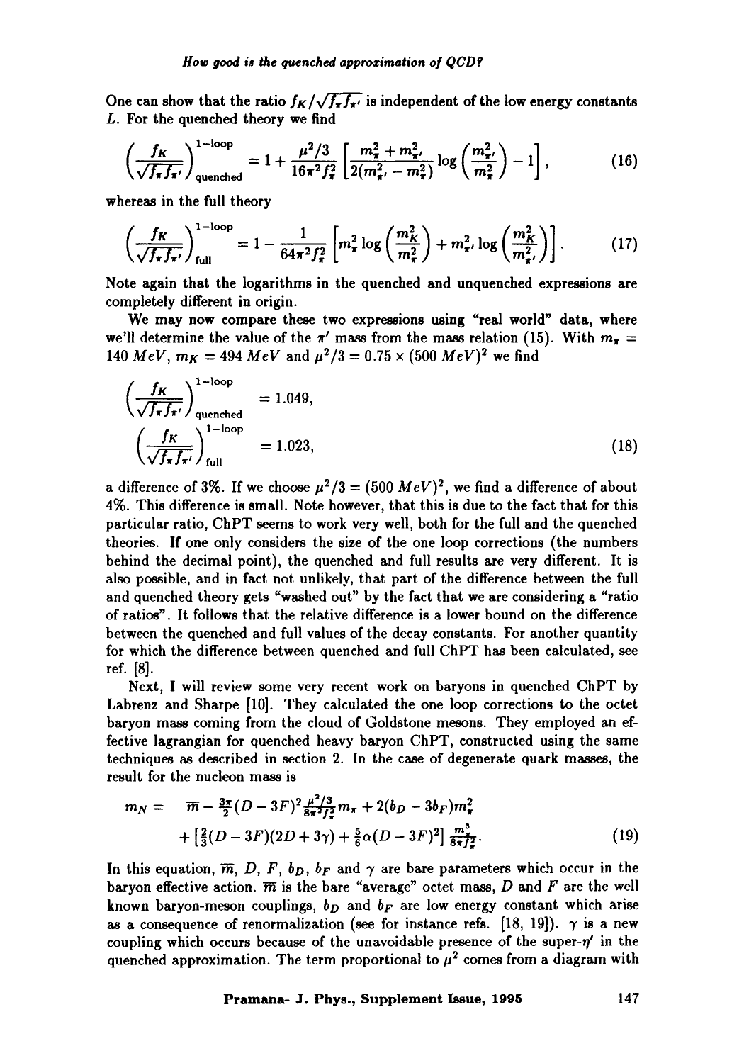One can show that the ratio $f_K/\sqrt{f_\pi f_{\pi'}}$ is independent of the low energy constants $L$. For the quenched theory we find

$$\left(\frac{f_K}{\sqrt{f_\pi f_{\pi'}}}\right)^{1-\text{loop}}_{\text{quenched}} = 1 + \frac{\mu^2/3}{16\pi^2 f_\pi^2}\left[\frac{m_\pi^2 + m_{\pi'}^2}{2(m_{\pi'}^2 - m_\pi^2)}\log\left(\frac{m_{\pi'}^2}{m_\pi^2}\right) - 1\right], \tag{16}$$

whereas in the full theory

$$\left(\frac{f_K}{\sqrt{f_\pi f_{\pi'}}}\right)^{1-\text{loop}}_{\text{full}} = 1 - \frac{1}{64\pi^2 f_\pi^2}\left[m_\pi^2 \log\left(\frac{m_K^2}{m_\pi^2}\right) + m_{\pi'}^2 \log\left(\frac{m_K^2}{m_{\pi'}^2}\right)\right]. \tag{17}$$

Note again that the logarithms in the quenched and unquenched expressions are completely different in origin.

We may now compare these two expressions using "real world" data, where we'll determine the value of the $\pi'$ mass from the mass relation (15). With $m_\pi = 140\ MeV$, $m_K = 494\ MeV$ and $\mu^2/3 = 0.75 \times (500\ MeV)^2$ we find

$$\left(\frac{f_K}{\sqrt{f_\pi f_{\pi'}}}\right)^{1-\text{loop}}_{\text{quenched}} = 1.049,$$
$$\left(\frac{f_K}{\sqrt{f_\pi f_{\pi'}}}\right)^{1-\text{loop}}_{\text{full}} = 1.023, \tag{18}$$

a difference of 3%. If we choose $\mu^2/3 = (500\ MeV)^2$, we find a difference of about 4%. This difference is small. Note however, that this is due to the fact that for this particular ratio, ChPT seems to work very well, both for the full and the quenched theories. If one only considers the size of the one loop corrections (the numbers behind the decimal point), the quenched and full results are very different. It is also possible, and in fact not unlikely, that part of the difference between the full and quenched theory gets "washed out" by the fact that we are considering a "ratio of ratios". It follows that the relative difference is a lower bound on the difference between the quenched and full values of the decay constants. For another quantity for which the difference between quenched and full ChPT has been calculated, see ref. [8].

Next, I will review some very recent work on baryons in quenched ChPT by Labrenz and Sharpe [10]. They calculated the one loop corrections to the octet baryon mass coming from the cloud of Goldstone mesons. They employed an effective lagrangian for quenched heavy baryon ChPT, constructed using the same techniques as described in section 2. In the case of degenerate quark masses, the result for the nucleon mass is

$$\begin{aligned} m_N = \quad & \overline{m} - \tfrac{3\pi}{2}(D-3F)^2 \tfrac{\mu^2/3}{8\pi^2 f_\pi^2} m_\pi + 2(b_D - 3b_F)m_\pi^2 \\ & + \left[\tfrac{2}{3}(D-3F)(2D+3\gamma) + \tfrac{5}{6}\alpha(D-3F)^2\right]\tfrac{m_\pi^3}{8\pi f_\pi^2}. \end{aligned} \tag{19}$$

In this equation, $\overline{m}$, $D$, $F$, $b_D$, $b_F$ and $\gamma$ are bare parameters which occur in the baryon effective action. $\overline{m}$ is the bare "average" octet mass, $D$ and $F$ are the well known baryon-meson couplings, $b_D$ and $b_F$ are low energy constant which arise as a consequence of renormalization (see for instance refs. [18, 19]). $\gamma$ is a new coupling which occurs because of the unavoidable presence of the super-$\eta'$ in the quenched approximation. The term proportional to $\mu^2$ comes from a diagram with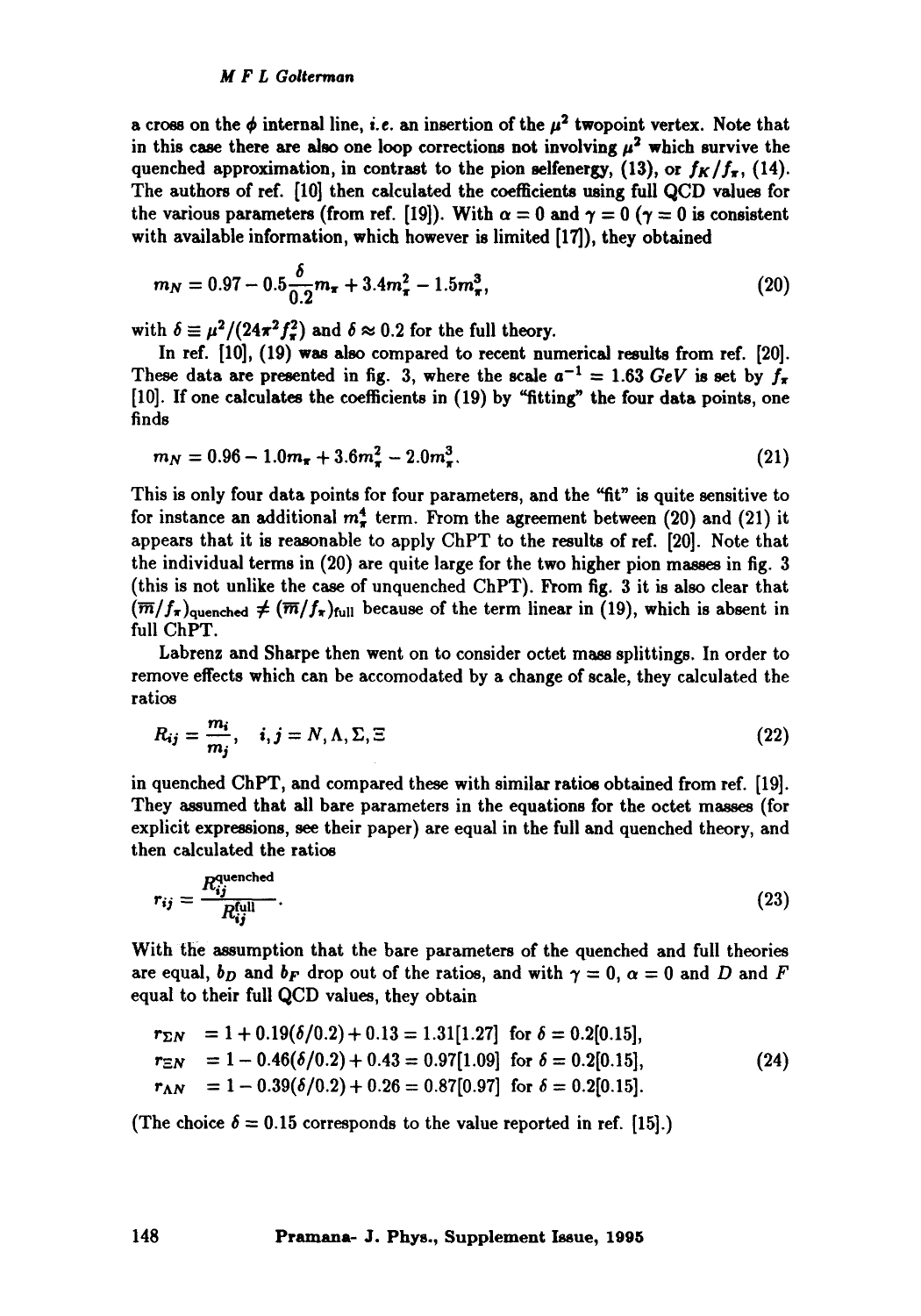a cross on the $\phi$ internal line, *i.e.* an insertion of the $\mu^2$ twopoint vertex. Note that in this case there are also one loop corrections not involving $\mu^2$ which survive the quenched approximation, in contrast to the pion selfenergy, (13), or $f_K/f_\pi$, (14). The authors of ref. [10] then calculated the coefficients using full QCD values for the various parameters (from ref. [19]). With $\alpha = 0$ and $\gamma = 0$ ($\gamma = 0$ is consistent with available information, which however is limited [17]), they obtained

$$m_N = 0.97 - 0.5\frac{\delta}{0.2}m_\pi + 3.4m_\pi^2 - 1.5m_\pi^3, \tag{20}$$

with $\delta \equiv \mu^2/(24\pi^2 f_\pi^2)$ and $\delta \approx 0.2$ for the full theory.

In ref. [10], (19) was also compared to recent numerical results from ref. [20]. These data are presented in fig. 3, where the scale $a^{-1} = 1.63$ $GeV$ is set by $f_\pi$ [10]. If one calculates the coefficients in (19) by "fitting" the four data points, one finds

$$m_N = 0.96 - 1.0m_\pi + 3.6m_\pi^2 - 2.0m_\pi^3. \tag{21}$$

This is only four data points for four parameters, and the "fit" is quite sensitive to for instance an additional $m_\pi^4$ term. From the agreement between (20) and (21) it appears that it is reasonable to apply ChPT to the results of ref. [20]. Note that the individual terms in (20) are quite large for the two higher pion masses in fig. 3 (this is not unlike the case of unquenched ChPT). From fig. 3 it is also clear that $(\overline{m}/f_\pi)_{\text{quenched}} \neq (\overline{m}/f_\pi)_{\text{full}}$ because of the term linear in (19), which is absent in full ChPT.

Labrenz and Sharpe then went on to consider octet mass splittings. In order to remove effects which can be accomodated by a change of scale, they calculated the ratios

$$R_{ij} = \frac{m_i}{m_j}, \quad i,j = N, \Lambda, \Sigma, \Xi \tag{22}$$

in quenched ChPT, and compared these with similar ratios obtained from ref. [19]. They assumed that all bare parameters in the equations for the octet masses (for explicit expressions, see their paper) are equal in the full and quenched theory, and then calculated the ratios

$$r_{ij} = \frac{R_{ij}^{\text{quenched}}}{R_{ij}^{\text{full}}}. \tag{23}$$

With the assumption that the bare parameters of the quenched and full theories are equal, $b_D$ and $b_F$ drop out of the ratios, and with $\gamma = 0$, $\alpha = 0$ and $D$ and $F$ equal to their full QCD values, they obtain

$$\begin{aligned}
r_{\Sigma N} &= 1 + 0.19(\delta/0.2) + 0.13 = 1.31[1.27] \quad \text{for } \delta = 0.2[0.15], \\
r_{\Xi N} &= 1 - 0.46(\delta/0.2) + 0.43 = 0.97[1.09] \quad \text{for } \delta = 0.2[0.15], \\
r_{\Lambda N} &= 1 - 0.39(\delta/0.2) + 0.26 = 0.87[0.97] \quad \text{for } \delta = 0.2[0.15].
\end{aligned} \tag{24}$$

(The choice $\delta = 0.15$ corresponds to the value reported in ref. [15].)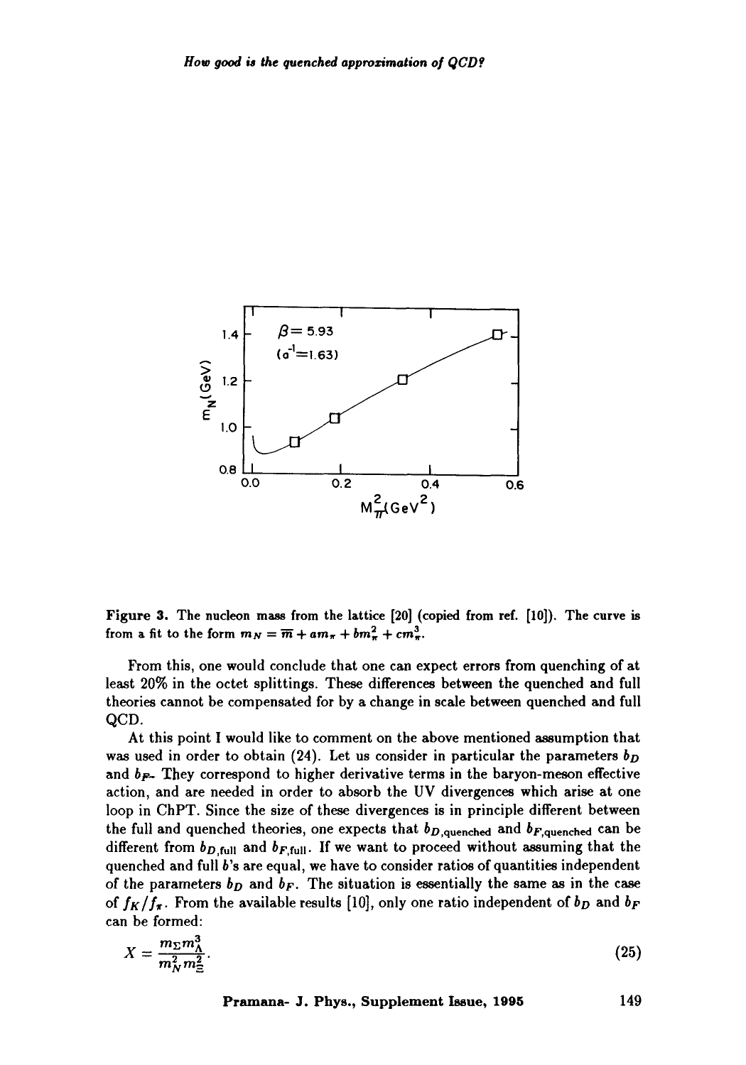Figure 3. The nucleon mass from the lattice [20] (copied from ref. [10]). The curve is from a fit to the form $m_N = \overline{m} + am_\pi + bm_\pi^2 + cm_\pi^3$.

From this, one would conclude that one can expect errors from quenching of at least 20% in the octet splittings. These differences between the quenched and full theories cannot be compensated for by a change in scale between quenched and full QCD.

At this point I would like to comment on the above mentioned assumption that was used in order to obtain (24). Let us consider in particular the parameters $b_D$ and $b_F$. They correspond to higher derivative terms in the baryon-meson effective action, and are needed in order to absorb the UV divergences which arise at one loop in ChPT. Since the size of these divergences is in principle different between the full and quenched theories, one expects that $b_{D,\text{quenched}}$ and $b_{F,\text{quenched}}$ can be different from $b_{D,\text{full}}$ and $b_{F,\text{full}}$. If we want to proceed without assuming that the quenched and full $b$'s are equal, we have to consider ratios of quantities independent of the parameters $b_D$ and $b_F$. The situation is essentially the same as in the case of $f_K/f_\pi$. From the available results [10], only one ratio independent of $b_D$ and $b_F$ can be formed:

$$X = \frac{m_\Sigma m_\Lambda^3}{m_N^2 m_\Xi^2}. \tag{25}$$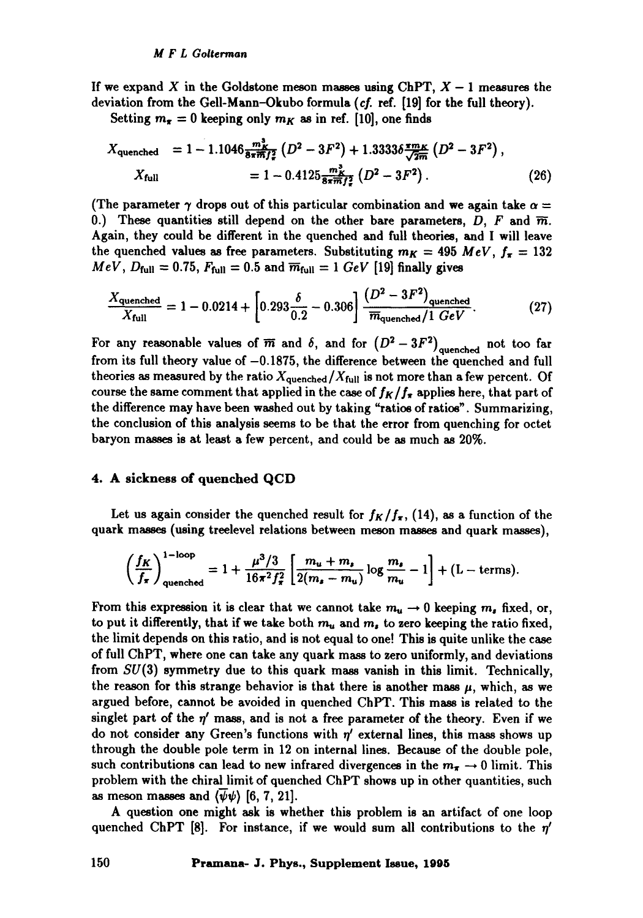If we expand $X$ in the Goldstone meson masses using ChPT, $X - 1$ measures the deviation from the Gell-Mann–Okubo formula (*cf.* ref. [19] for the full theory).

Setting $m_\pi = 0$ keeping only $m_K$ as in ref. [10], one finds

$$
\begin{aligned}
X_{\text{quenched}} &= 1 - 1.1046\tfrac{m_K^3}{8\pi\overline{m}f_\pi^2}\left(D^2 - 3F^2\right) + 1.3333\delta\tfrac{\pi m_K}{\sqrt{2}\overline{m}}\left(D^2 - 3F^2\right), \\
X_{\text{full}} &= 1 - 0.4125\tfrac{m_K^3}{8\pi\overline{m}f_\pi^2}\left(D^2 - 3F^2\right).
\end{aligned}
\tag{26}
$$

(The parameter $\gamma$ drops out of this particular combination and we again take $\alpha = 0$.) These quantities still depend on the other bare parameters, $D$, $F$ and $\overline{m}$. Again, they could be different in the quenched and full theories, and I will leave the quenched values as free parameters. Substituting $m_K = 495$ $MeV$, $f_\pi = 132$ $MeV$, $D_{\text{full}} = 0.75$, $F_{\text{full}} = 0.5$ and $\overline{m}_{\text{full}} = 1$ $GeV$ [19] finally gives

$$
\frac{X_{\text{quenched}}}{X_{\text{full}}} = 1 - 0.0214 + \left[0.293\frac{\delta}{0.2} - 0.306\right]\frac{\left(D^2 - 3F^2\right)_{\text{quenched}}}{\overline{m}_{\text{quenched}}/1\ GeV}.
\tag{27}
$$

For any reasonable values of $\overline{m}$ and $\delta$, and for $\left(D^2 - 3F^2\right)_{\text{quenched}}$ not too far from its full theory value of $-0.1875$, the difference between the quenched and full theories as measured by the ratio $X_{\text{quenched}}/X_{\text{full}}$ is not more than a few percent. Of course the same comment that applied in the case of $f_K/f_\pi$ applies here, that part of the difference may have been washed out by taking "ratios of ratios". Summarizing, the conclusion of this analysis seems to be that the error from quenching for octet baryon masses is at least a few percent, and could be as much as 20%.

## 4. A sickness of quenched QCD

Let us again consider the quenched result for $f_K/f_\pi$, (14), as a function of the quark masses (using treelevel relations between meson masses and quark masses),

$$
\left(\frac{f_K}{f_\pi}\right)^{\text{1-loop}}_{\text{quenched}} = 1 + \frac{\mu^3/3}{16\pi^2 f_\pi^2}\left[\frac{m_u + m_s}{2(m_s - m_u)}\log\frac{m_s}{m_u} - 1\right] + (\text{L} - \text{terms}).
$$

From this expression it is clear that we cannot take $m_u \to 0$ keeping $m_s$ fixed, or, to put it differently, that if we take both $m_u$ and $m_s$ to zero keeping the ratio fixed, the limit depends on this ratio, and is not equal to one! This is quite unlike the case of full ChPT, where one can take any quark mass to zero uniformly, and deviations from $SU(3)$ symmetry due to this quark mass vanish in this limit. Technically, the reason for this strange behavior is that there is another mass $\mu$, which, as we argued before, cannot be avoided in quenched ChPT. This mass is related to the singlet part of the $\eta'$ mass, and is not a free parameter of the theory. Even if we do not consider any Green's functions with $\eta'$ external lines, this mass shows up through the double pole term in 12 on internal lines. Because of the double pole, such contributions can lead to new infrared divergences in the $m_\pi \to 0$ limit. This problem with the chiral limit of quenched ChPT shows up in other quantities, such as meson masses and $\langle\overline{\psi}\psi\rangle$ [6, 7, 21].

A question one might ask is whether this problem is an artifact of one loop quenched ChPT [8]. For instance, if we would sum all contributions to the $\eta'$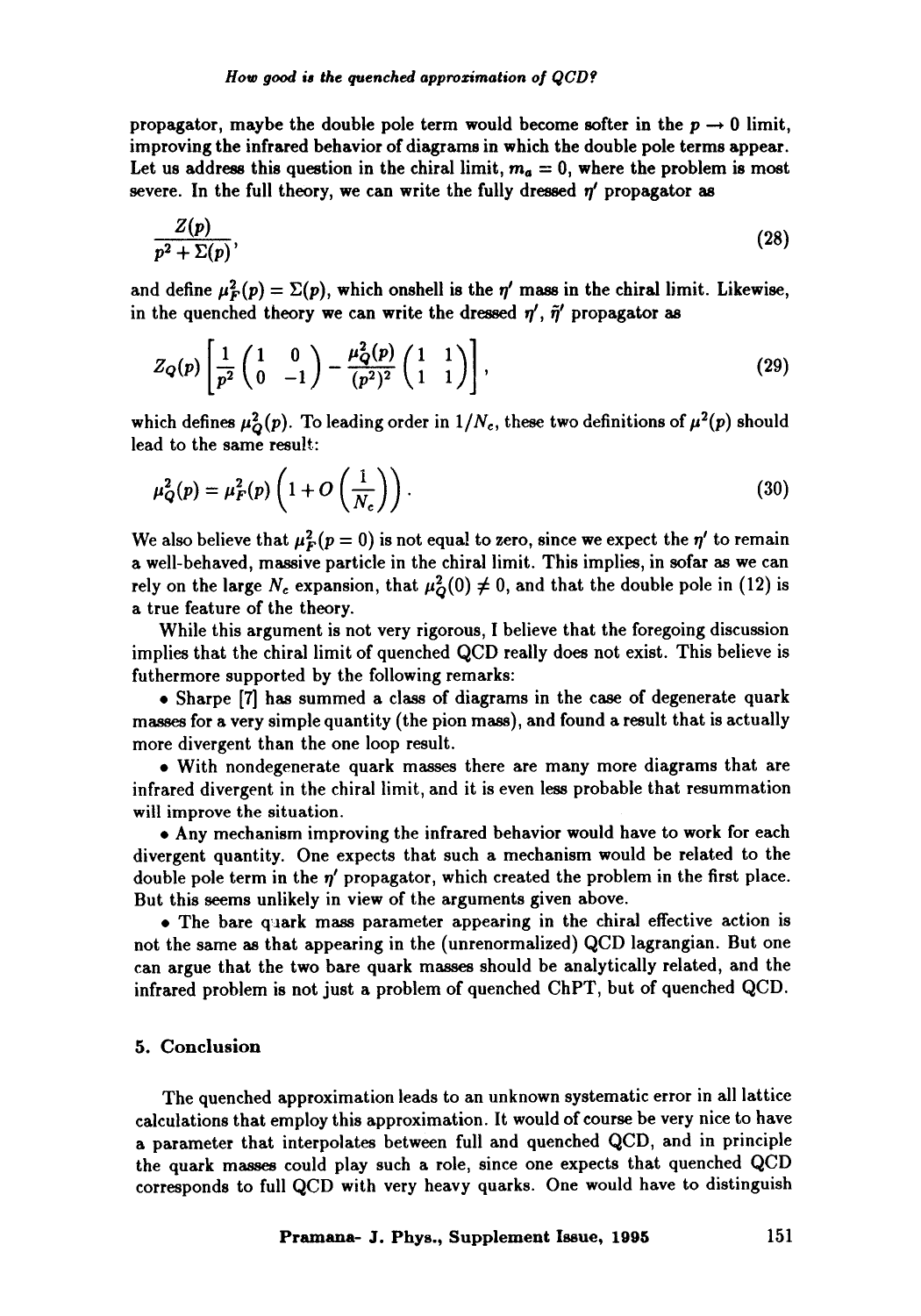propagator, maybe the double pole term would become softer in the $p \to 0$ limit, improving the infrared behavior of diagrams in which the double pole terms appear. Let us address this question in the chiral limit, $m_a = 0$, where the problem is most severe. In the full theory, we can write the fully dressed $\eta'$ propagator as

$$\frac{Z(p)}{p^2 + \Sigma(p)}, \tag{28}$$

and define $\mu_F^2(p) = \Sigma(p)$, which onshell is the $\eta'$ mass in the chiral limit. Likewise, in the quenched theory we can write the dressed $\eta'$, $\tilde{\eta}'$ propagator as

$$Z_Q(p)\left[\frac{1}{p^2}\begin{pmatrix} 1 & 0 \\ 0 & -1 \end{pmatrix} - \frac{\mu_Q^2(p)}{(p^2)^2}\begin{pmatrix} 1 & 1 \\ 1 & 1 \end{pmatrix}\right], \tag{29}$$

which defines $\mu_Q^2(p)$. To leading order in $1/N_c$, these two definitions of $\mu^2(p)$ should lead to the same result:

$$\mu_Q^2(p) = \mu_F^2(p)\left(1 + O\left(\frac{1}{N_c}\right)\right). \tag{30}$$

We also believe that $\mu_F^2(p=0)$ is not equal to zero, since we expect the $\eta'$ to remain a well-behaved, massive particle in the chiral limit. This implies, in sofar as we can rely on the large $N_c$ expansion, that $\mu_Q^2(0) \neq 0$, and that the double pole in (12) is a true feature of the theory.

While this argument is not very rigorous, I believe that the foregoing discussion implies that the chiral limit of quenched QCD really does not exist. This believe is futhermore supported by the following remarks:

- Sharpe [7] has summed a class of diagrams in the case of degenerate quark masses for a very simple quantity (the pion mass), and found a result that is actually more divergent than the one loop result.
- With nondegenerate quark masses there are many more diagrams that are infrared divergent in the chiral limit, and it is even less probable that resummation will improve the situation.
- Any mechanism improving the infrared behavior would have to work for each divergent quantity. One expects that such a mechanism would be related to the double pole term in the $\eta'$ propagator, which created the problem in the first place. But this seems unlikely in view of the arguments given above.
- The bare quark mass parameter appearing in the chiral effective action is not the same as that appearing in the (unrenormalized) QCD lagrangian. But one can argue that the two bare quark masses should be analytically related, and the infrared problem is not just a problem of quenched ChPT, but of quenched QCD.

## 5. Conclusion

The quenched approximation leads to an unknown systematic error in all lattice calculations that employ this approximation. It would of course be very nice to have a parameter that interpolates between full and quenched QCD, and in principle the quark masses could play such a role, since one expects that quenched QCD corresponds to full QCD with very heavy quarks. One would have to distinguish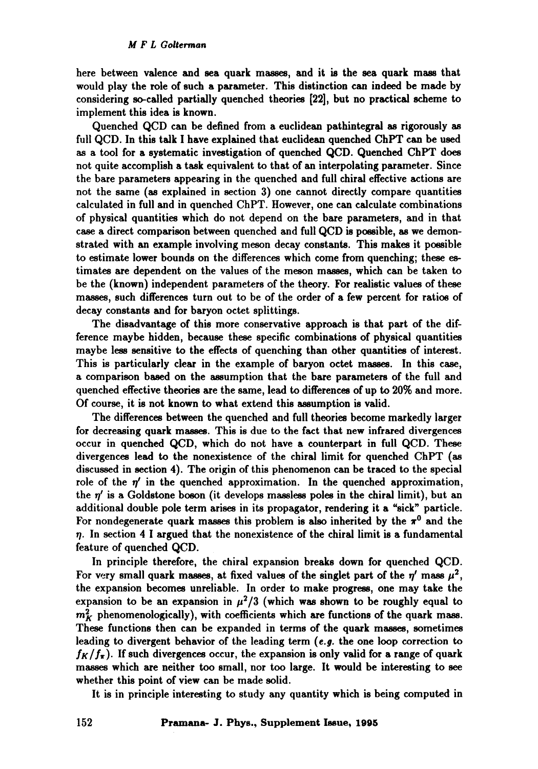here between valence and sea quark masses, and it is the sea quark mass that would play the role of such a parameter. This distinction can indeed be made by considering so-called partially quenched theories [22], but no practical scheme to implement this idea is known.

Quenched QCD can be defined from a euclidean pathintegral as rigorously as full QCD. In this talk I have explained that euclidean quenched ChPT can be used as a tool for a systematic investigation of quenched QCD. Quenched ChPT does not quite accomplish a task equivalent to that of an interpolating parameter. Since the bare parameters appearing in the quenched and full chiral effective actions are not the same (as explained in section 3) one cannot directly compare quantities calculated in full and in quenched ChPT. However, one can calculate combinations of physical quantities which do not depend on the bare parameters, and in that case a direct comparison between quenched and full QCD is possible, as we demonstrated with an example involving meson decay constants. This makes it possible to estimate lower bounds on the differences which come from quenching; these estimates are dependent on the values of the meson masses, which can be taken to be the (known) independent parameters of the theory. For realistic values of these masses, such differences turn out to be of the order of a few percent for ratios of decay constants and for baryon octet splittings.

The disadvantage of this more conservative approach is that part of the difference maybe hidden, because these specific combinations of physical quantities maybe less sensitive to the effects of quenching than other quantities of interest. This is particularly clear in the example of baryon octet masses. In this case, a comparison based on the assumption that the bare parameters of the full and quenched effective theories are the same, lead to differences of up to 20% and more. Of course, it is not known to what extend this assumption is valid.

The differences between the quenched and full theories become markedly larger for decreasing quark masses. This is due to the fact that new infrared divergences occur in quenched QCD, which do not have a counterpart in full QCD. These divergences lead to the nonexistence of the chiral limit for quenched ChPT (as discussed in section 4). The origin of this phenomenon can be traced to the special role of the $\eta'$ in the quenched approximation. In the quenched approximation, the $\eta'$ is a Goldstone boson (it develops massless poles in the chiral limit), but an additional double pole term arises in its propagator, rendering it a "sick" particle. For nondegenerate quark masses this problem is also inherited by the $\pi^0$ and the $\eta$. In section 4 I argued that the nonexistence of the chiral limit is a fundamental feature of quenched QCD.

In principle therefore, the chiral expansion breaks down for quenched QCD. For very small quark masses, at fixed values of the singlet part of the $\eta'$ mass $\mu^2$, the expansion becomes unreliable. In order to make progress, one may take the expansion to be an expansion in $\mu^2/3$ (which was shown to be roughly equal to $m_K^2$ phenomenologically), with coefficients which are functions of the quark mass. These functions then can be expanded in terms of the quark masses, sometimes leading to divergent behavior of the leading term (*e.g.* the one loop correction to $f_K/f_\pi$). If such divergences occur, the expansion is only valid for a range of quark masses which are neither too small, nor too large. It would be interesting to see whether this point of view can be made solid.

It is in principle interesting to study any quantity which is being computed in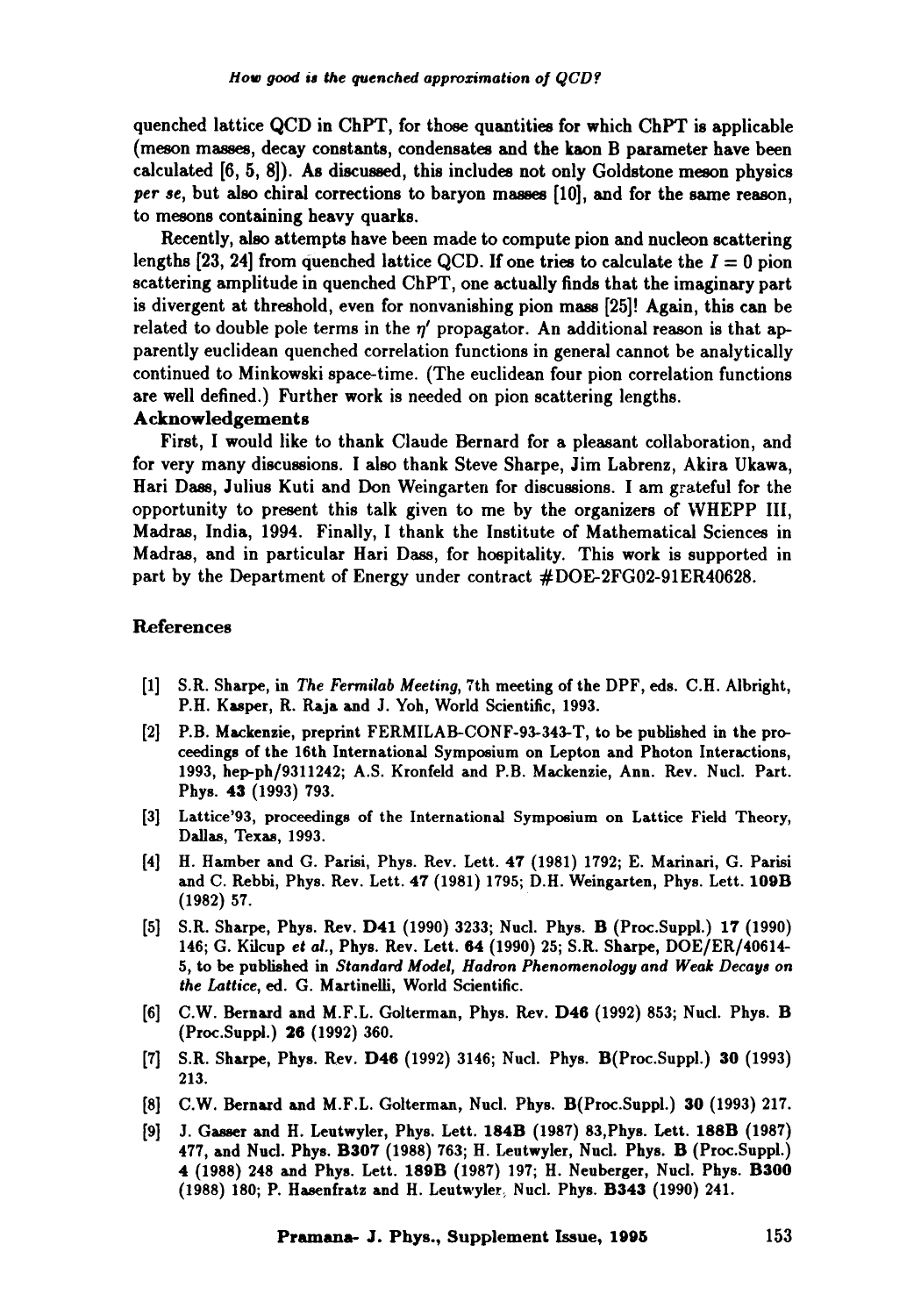quenched lattice QCD in ChPT, for those quantities for which ChPT is applicable (meson masses, decay constants, condensates and the kaon B parameter have been calculated [6, 5, 8]). As discussed, this includes not only Goldstone meson physics *per se*, but also chiral corrections to baryon masses [10], and for the same reason, to mesons containing heavy quarks.

Recently, also attempts have been made to compute pion and nucleon scattering lengths [23, 24] from quenched lattice QCD. If one tries to calculate the $I = 0$ pion scattering amplitude in quenched ChPT, one actually finds that the imaginary part is divergent at threshold, even for nonvanishing pion mass [25]! Again, this can be related to double pole terms in the $\eta'$ propagator. An additional reason is that apparently euclidean quenched correlation functions in general cannot be analytically continued to Minkowski space-time. (The euclidean four pion correlation functions are well defined.) Further work is needed on pion scattering lengths.

**Acknowledgements**

First, I would like to thank Claude Bernard for a pleasant collaboration, and for very many discussions. I also thank Steve Sharpe, Jim Labrenz, Akira Ukawa, Hari Dass, Julius Kuti and Don Weingarten for discussions. I am grateful for the opportunity to present this talk given to me by the organizers of WHEPP III, Madras, India, 1994. Finally, I thank the Institute of Mathematical Sciences in Madras, and in particular Hari Dass, for hospitality. This work is supported in part by the Department of Energy under contract #DOE-2FG02-91ER40628.

## References

[1] S.R. Sharpe, in *The Fermilab Meeting*, 7th meeting of the DPF, eds. C.H. Albright, P.H. Kasper, R. Raja and J. Yoh, World Scientific, 1993.

[2] P.B. Mackenzie, preprint FERMILAB-CONF-93-343-T, to be published in the proceedings of the 16th International Symposium on Lepton and Photon Interactions, 1993, hep-ph/9311242; A.S. Kronfeld and P.B. Mackenzie, Ann. Rev. Nucl. Part. Phys. **43** (1993) 793.

[3] Lattice'93, proceedings of the International Symposium on Lattice Field Theory, Dallas, Texas, 1993.

[4] H. Hamber and G. Parisi, Phys. Rev. Lett. **47** (1981) 1792; E. Marinari, G. Parisi and C. Rebbi, Phys. Rev. Lett. **47** (1981) 1795; D.H. Weingarten, Phys. Lett. **109B** (1982) 57.

[5] S.R. Sharpe, Phys. Rev. **D41** (1990) 3233; Nucl. Phys. **B** (Proc.Suppl.) **17** (1990) 146; G. Kilcup *et al.*, Phys. Rev. Lett. **64** (1990) 25; S.R. Sharpe, DOE/ER/40614-5, to be published in *Standard Model, Hadron Phenomenology and Weak Decays on the Lattice*, ed. G. Martinelli, World Scientific.

[6] C.W. Bernard and M.F.L. Golterman, Phys. Rev. **D46** (1992) 853; Nucl. Phys. **B** (Proc.Suppl.) **26** (1992) 360.

[7] S.R. Sharpe, Phys. Rev. **D46** (1992) 3146; Nucl. Phys. **B**(Proc.Suppl.) **30** (1993) 213.

[8] C.W. Bernard and M.F.L. Golterman, Nucl. Phys. **B**(Proc.Suppl.) **30** (1993) 217.

[9] J. Gasser and H. Leutwyler, Phys. Lett. **184B** (1987) 83,Phys. Lett. **188B** (1987) 477, and Nucl. Phys. **B307** (1988) 763; H. Leutwyler, Nucl. Phys. **B** (Proc.Suppl.) **4** (1988) 248 and Phys. Lett. **189B** (1987) 197; H. Neuberger, Nucl. Phys. **B300** (1988) 180; P. Hasenfratz and H. Leutwyler, Nucl. Phys. **B343** (1990) 241.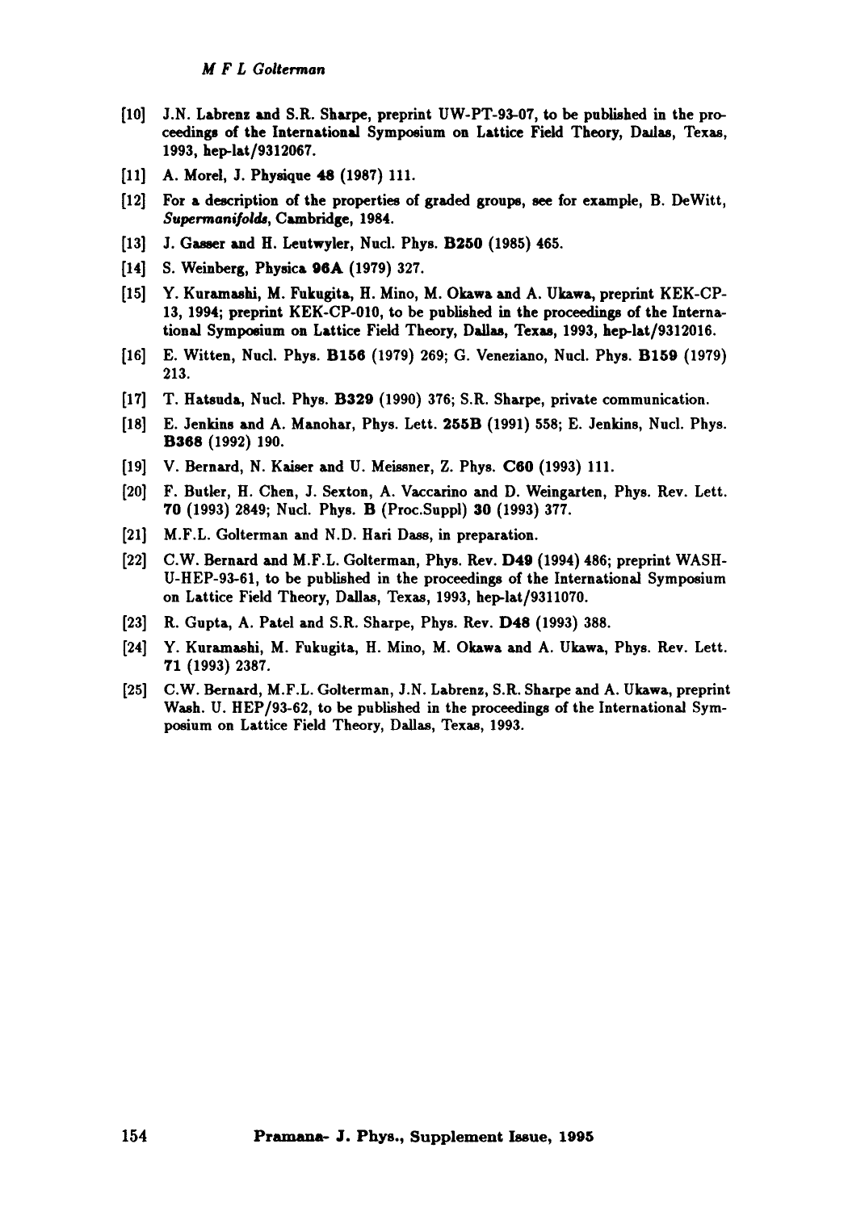[10] J.N. Labrenz and S.R. Sharpe, preprint UW-PT-93-07, to be published in the proceedings of the International Symposium on Lattice Field Theory, Dallas, Texas, 1993, hep-lat/9312067.

[11] A. Morel, J. Physique **48** (1987) 111.

[12] For a description of the properties of graded groups, see for example, B. DeWitt, *Supermanifolds*, Cambridge, 1984.

[13] J. Gasser and H. Leutwyler, Nucl. Phys. **B250** (1985) 465.

[14] S. Weinberg, Physica **96A** (1979) 327.

[15] Y. Kuramashi, M. Fukugita, H. Mino, M. Okawa and A. Ukawa, preprint KEK-CP-13, 1994; preprint KEK-CP-010, to be published in the proceedings of the International Symposium on Lattice Field Theory, Dallas, Texas, 1993, hep-lat/9312016.

[16] E. Witten, Nucl. Phys. **B156** (1979) 269; G. Veneziano, Nucl. Phys. **B159** (1979) 213.

[17] T. Hatsuda, Nucl. Phys. **B329** (1990) 376; S.R. Sharpe, private communication.

[18] E. Jenkins and A. Manohar, Phys. Lett. **255B** (1991) 558; E. Jenkins, Nucl. Phys. **B368** (1992) 190.

[19] V. Bernard, N. Kaiser and U. Meissner, Z. Phys. **C60** (1993) 111.

[20] F. Butler, H. Chen, J. Sexton, A. Vaccarino and D. Weingarten, Phys. Rev. Lett. **70** (1993) 2849; Nucl. Phys. **B** (Proc.Suppl) **30** (1993) 377.

[21] M.F.L. Golterman and N.D. Hari Dass, in preparation.

[22] C.W. Bernard and M.F.L. Golterman, Phys. Rev. **D49** (1994) 486; preprint WASH-U-HEP-93-61, to be published in the proceedings of the International Symposium on Lattice Field Theory, Dallas, Texas, 1993, hep-lat/9311070.

[23] R. Gupta, A. Patel and S.R. Sharpe, Phys. Rev. **D48** (1993) 388.

[24] Y. Kuramashi, M. Fukugita, H. Mino, M. Okawa and A. Ukawa, Phys. Rev. Lett. **71** (1993) 2387.

[25] C.W. Bernard, M.F.L. Golterman, J.N. Labrenz, S.R. Sharpe and A. Ukawa, preprint Wash. U. HEP/93-62, to be published in the proceedings of the International Symposium on Lattice Field Theory, Dallas, Texas, 1993.